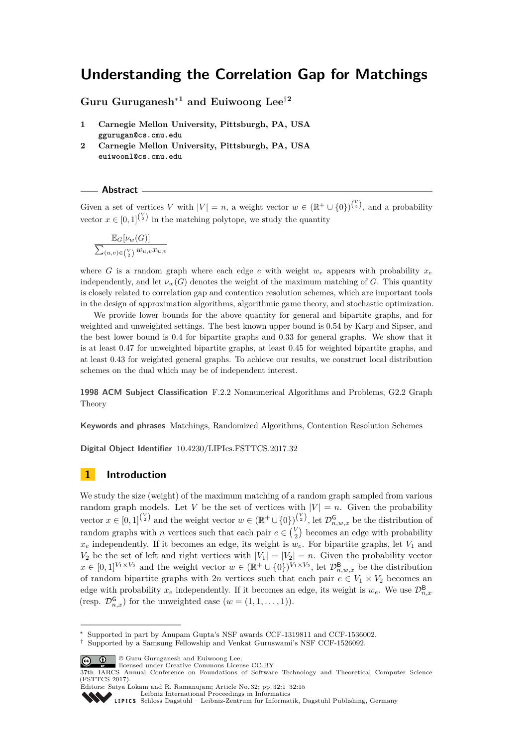# Understanding the Correlation Gap for Matchings

**Guru Guruganesh**[*1] **and Euiwoong Lee**[†2]

1 **Carnegie Mellon University, Pittsburgh, PA, USA**
ggurugan@cs.cmu.edu

2 **Carnegie Mellon University, Pittsburgh, PA, USA**
euiwoonl@cs.cmu.edu

## Abstract

Given a set of vertices $V$ with $|V| = n$, a weight vector $w \in (\mathbb{R}^+ \cup \{0\})^{\binom{V}{2}}$, and a probability vector $x \in [0,1]^{\binom{V}{2}}$ in the matching polytope, we study the quantity

$$\frac{\mathbb{E}_G[\nu_w(G)]}{\sum_{(u,v)\in\binom{V}{2}} w_{u,v} x_{u,v}}$$

where $G$ is a random graph where each edge $e$ with weight $w_e$ appears with probability $x_e$ independently, and let $\nu_w(G)$ denotes the weight of the maximum matching of $G$. This quantity is closely related to correlation gap and contention resolution schemes, which are important tools in the design of approximation algorithms, algorithmic game theory, and stochastic optimization.

We provide lower bounds for the above quantity for general and bipartite graphs, and for weighted and unweighted settings. The best known upper bound is 0.54 by Karp and Sipser, and the best lower bound is 0.4 for bipartite graphs and 0.33 for general graphs. We show that it is at least 0.47 for unweighted bipartite graphs, at least 0.45 for weighted bipartite graphs, and at least 0.43 for weighted general graphs. To achieve our results, we construct local distribution schemes on the dual which may be of independent interest.

**1998 ACM Subject Classification** F.2.2 Nonnumerical Algorithms and Problems, G2.2 Graph Theory

**Keywords and phrases** Matchings, Randomized Algorithms, Contention Resolution Schemes

**Digital Object Identifier** 10.4230/LIPIcs.FSTTCS.2017.32

## 1 Introduction

We study the size (weight) of the maximum matching of a random graph sampled from various random graph models. Let $V$ be the set of vertices with $|V| = n$. Given the probability vector $x \in [0,1]^{\binom{V}{2}}$ and the weight vector $w \in (\mathbb{R}^+ \cup \{0\})^{\binom{V}{2}}$, let $\mathcal{D}^{\mathsf{G}}_{n,w,x}$ be the distribution of random graphs with $n$ vertices such that each pair $e \in \binom{V}{2}$ becomes an edge with probability $x_e$ independently. If it becomes an edge, its weight is $w_e$. For bipartite graphs, let $V_1$ and $V_2$ be the set of left and right vertices with $|V_1| = |V_2| = n$. Given the probability vector $x \in [0,1]^{V_1 \times V_2}$ and the weight vector $w \in (\mathbb{R}^+ \cup \{0\})^{V_1 \times V_2}$, let $\mathcal{D}^{\mathsf{B}}_{n,w,x}$ be the distribution of random bipartite graphs with $2n$ vertices such that each pair $e \in V_1 \times V_2$ becomes an edge with probability $x_e$ independently. If it becomes an edge, its weight is $w_e$. We use $\mathcal{D}^{\mathsf{B}}_{n,x}$ (resp. $\mathcal{D}^{\mathsf{G}}_{n,x}$) for the unweighted case ($w = (1, 1, \ldots, 1)$).

---

[*] Supported in part by Anupam Gupta's NSF awards CCF-1319811 and CCF-1536002.
[†] Supported by a Samsung Fellowship and Venkat Guruswami's NSF CCF-1526092.

© Guru Guruganesh and Euiwoong Lee;
licensed under Creative Commons License CC-BY
37th IARCS Annual Conference on Foundations of Software Technology and Theoretical Computer Science (FSTTCS 2017).
Editors: Satya Lokam and R. Ramanujam; Article No. 32; pp. 32:1–32:15
Leibniz International Proceedings in Informatics
Schloss Dagstuhl – Leibniz-Zentrum für Informatik, Dagstuhl Publishing, Germany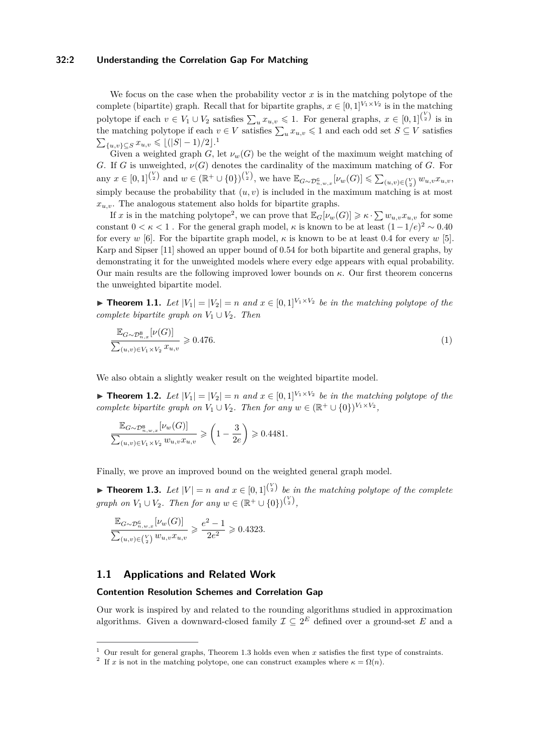We focus on the case when the probability vector $x$ is in the matching polytope of the complete (bipartite) graph. Recall that for bipartite graphs, $x \in [0,1]^{V_1 \times V_2}$ is in the matching polytope if each $v \in V_1 \cup V_2$ satisfies $\sum_u x_{u,v} \leqslant 1$. For general graphs, $x \in [0,1]^{\binom{V}{2}}$ is in the matching polytope if each $v \in V$ satisfies $\sum_u x_{u,v} \leqslant 1$ and each odd set $S \subseteq V$ satisfies $\sum_{\{u,v\} \subseteq S} x_{u,v} \leqslant \lfloor (|S|-1)/2 \rfloor$.[1]

Given a weighted graph $G$, let $\nu_w(G)$ be the weight of the maximum weight matching of $G$. If $G$ is unweighted, $\nu(G)$ denotes the cardinality of the maximum matching of $G$. For any $x \in [0,1]^{\binom{V}{2}}$ and $w \in (\mathbb{R}^+ \cup \{0\})^{\binom{V}{2}}$, we have $\mathbb{E}_{G \sim \mathcal{D}^{\mathsf{G}}_{n,w,x}}[\nu_w(G)] \leqslant \sum_{(u,v) \in \binom{V}{2}} w_{u,v} x_{u,v}$, simply because the probability that $(u,v)$ is included in the maximum matching is at most $x_{u,v}$. The analogous statement also holds for bipartite graphs.

If $x$ is in the matching polytope[2], we can prove that $\mathbb{E}_G[\nu_w(G)] \geqslant \kappa \cdot \sum w_{u,v} x_{u,v}$ for some constant $0 < \kappa < 1$ . For the general graph model, $\kappa$ is known to be at least $(1-1/e)^2 \sim 0.40$ for every $w$ [6]. For the bipartite graph model, $\kappa$ is known to be at least 0.4 for every $w$ [5]. Karp and Sipser [11] showed an upper bound of 0.54 for both bipartite and general graphs, by demonstrating it for the unweighted models where every edge appears with equal probability. Our main results are the following improved lower bounds on $\kappa$. Our first theorem concerns the unweighted bipartite model.

▶ **Theorem 1.1.** *Let $|V_1| = |V_2| = n$ and $x \in [0,1]^{V_1 \times V_2}$ be in the matching polytope of the complete bipartite graph on $V_1 \cup V_2$. Then*

$$\frac{\mathbb{E}_{G \sim \mathcal{D}^{\mathsf{B}}_{n,x}}[\nu(G)]}{\sum_{(u,v) \in V_1 \times V_2} x_{u,v}} \geqslant 0.476. \tag{1}$$

We also obtain a slightly weaker result on the weighted bipartite model.

▶ **Theorem 1.2.** *Let $|V_1| = |V_2| = n$ and $x \in [0,1]^{V_1 \times V_2}$ be in the matching polytope of the complete bipartite graph on $V_1 \cup V_2$. Then for any $w \in (\mathbb{R}^+ \cup \{0\})^{V_1 \times V_2}$,*

$$\frac{\mathbb{E}_{G \sim \mathcal{D}^{\mathsf{B}}_{n,w,x}}[\nu_w(G)]}{\sum_{(u,v) \in V_1 \times V_2} w_{u,v} x_{u,v}} \geqslant \left(1 - \frac{3}{2e}\right) \geqslant 0.4481.$$

Finally, we prove an improved bound on the weighted general graph model.

▶ **Theorem 1.3.** *Let $|V| = n$ and $x \in [0,1]^{\binom{V}{2}}$ be in the matching polytope of the complete graph on $V_1 \cup V_2$. Then for any $w \in (\mathbb{R}^+ \cup \{0\})^{\binom{V}{2}}$,*

$$\frac{\mathbb{E}_{G \sim \mathcal{D}^{\mathsf{G}}_{n,w,x}}[\nu_w(G)]}{\sum_{(u,v) \in \binom{V}{2}} w_{u,v} x_{u,v}} \geqslant \frac{e^2-1}{2e^2} \geqslant 0.4323.$$

## 1.1 Applications and Related Work

### Contention Resolution Schemes and Correlation Gap

Our work is inspired by and related to the rounding algorithms studied in approximation algorithms. Given a downward-closed family $\mathcal{I} \subseteq 2^E$ defined over a ground-set $E$ and a

[1] Our result for general graphs, Theorem 1.3 holds even when $x$ satisfies the first type of constraints.

[2] If $x$ is not in the matching polytope, one can construct examples where $\kappa = \Omega(n)$.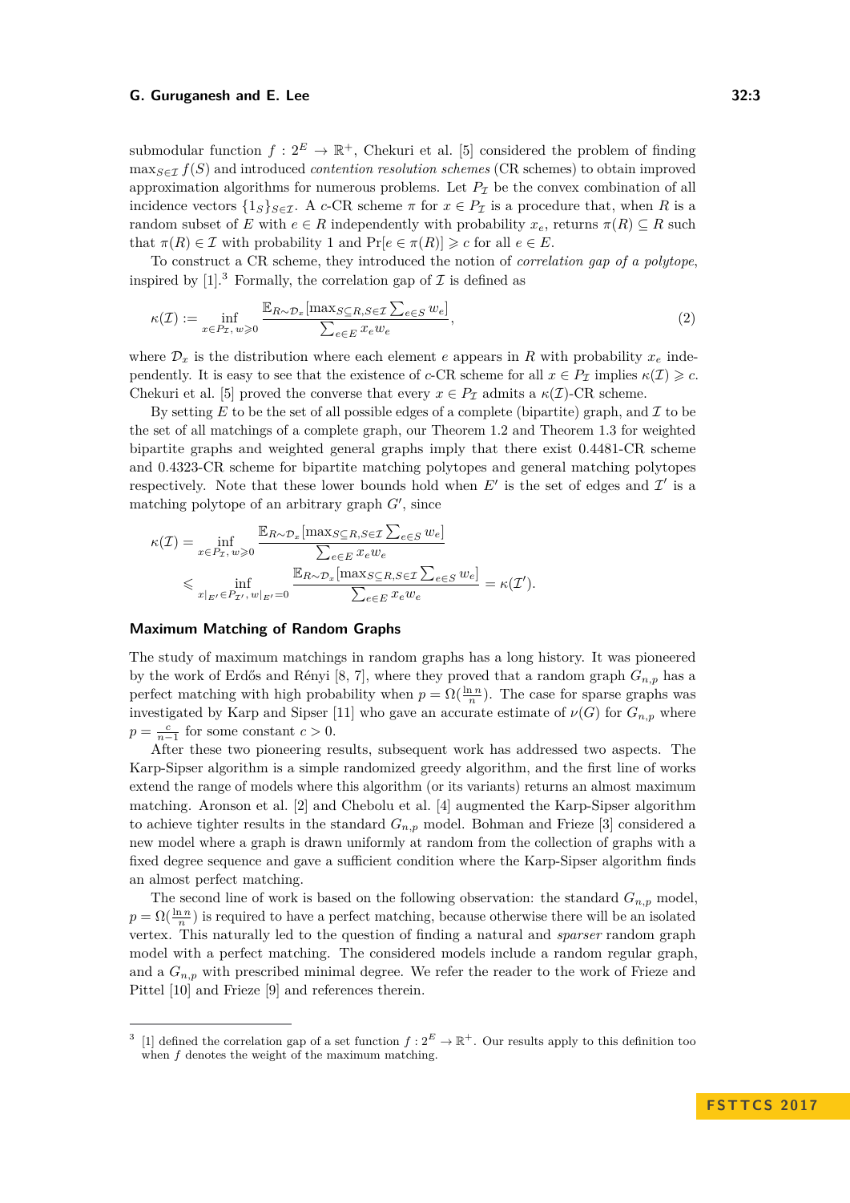submodular function $f : 2^E \to \mathbb{R}^+$, Chekuri et al. [5] considered the problem of finding $\max_{S \in \mathcal{I}} f(S)$ and introduced *contention resolution schemes* (CR schemes) to obtain improved approximation algorithms for numerous problems. Let $P_{\mathcal{I}}$ be the convex combination of all incidence vectors $\{1_S\}_{S \in \mathcal{I}}$. A $c$-CR scheme $\pi$ for $x \in P_{\mathcal{I}}$ is a procedure that, when $R$ is a random subset of $E$ with $e \in R$ independently with probability $x_e$, returns $\pi(R) \subseteq R$ such that $\pi(R) \in \mathcal{I}$ with probability 1 and $\Pr[e \in \pi(R)] \geqslant c$ for all $e \in E$.

To construct a CR scheme, they introduced the notion of *correlation gap of a polytope*, inspired by [1].[3] Formally, the correlation gap of $\mathcal{I}$ is defined as

$$\kappa(\mathcal{I}) := \inf_{x \in P_{\mathcal{I}},\, w \geqslant 0} \frac{\mathbb{E}_{R \sim \mathcal{D}_x}[\max_{S \subseteq R, S \in \mathcal{I}} \sum_{e \in S} w_e]}{\sum_{e \in E} x_e w_e}, \tag{2}$$

where $\mathcal{D}_x$ is the distribution where each element $e$ appears in $R$ with probability $x_e$ independently. It is easy to see that the existence of $c$-CR scheme for all $x \in P_{\mathcal{I}}$ implies $\kappa(\mathcal{I}) \geqslant c$. Chekuri et al. [5] proved the converse that every $x \in P_{\mathcal{I}}$ admits a $\kappa(\mathcal{I})$-CR scheme.

By setting $E$ to be the set of all possible edges of a complete (bipartite) graph, and $\mathcal{I}$ to be the set of all matchings of a complete graph, our Theorem 1.2 and Theorem 1.3 for weighted bipartite graphs and weighted general graphs imply that there exist 0.4481-CR scheme and 0.4323-CR scheme for bipartite matching polytopes and general matching polytopes respectively. Note that these lower bounds hold when $E'$ is the set of edges and $\mathcal{I}'$ is a matching polytope of an arbitrary graph $G'$, since

$$\begin{aligned}\kappa(\mathcal{I}) &= \inf_{x \in P_{\mathcal{I}},\, w \geqslant 0} \frac{\mathbb{E}_{R \sim \mathcal{D}_x}[\max_{S \subseteq R, S \in \mathcal{I}} \sum_{e \in S} w_e]}{\sum_{e \in E} x_e w_e} \\ &\leqslant \inf_{x|_{E'} \in P_{\mathcal{I}'},\, w|_{E'} = 0} \frac{\mathbb{E}_{R \sim \mathcal{D}_x}[\max_{S \subseteq R, S \in \mathcal{I}} \sum_{e \in S} w_e]}{\sum_{e \in E} x_e w_e} = \kappa(\mathcal{I}').\end{aligned}$$

### Maximum Matching of Random Graphs

The study of maximum matchings in random graphs has a long history. It was pioneered by the work of Erdős and Rényi [8, 7], where they proved that a random graph $G_{n,p}$ has a perfect matching with high probability when $p = \Omega(\frac{\ln n}{n})$. The case for sparse graphs was investigated by Karp and Sipser [11] who gave an accurate estimate of $\nu(G)$ for $G_{n,p}$ where $p = \frac{c}{n-1}$ for some constant $c > 0$.

After these two pioneering results, subsequent work has addressed two aspects. The Karp-Sipser algorithm is a simple randomized greedy algorithm, and the first line of works extend the range of models where this algorithm (or its variants) returns an almost maximum matching. Aronson et al. [2] and Chebolu et al. [4] augmented the Karp-Sipser algorithm to achieve tighter results in the standard $G_{n,p}$ model. Bohman and Frieze [3] considered a new model where a graph is drawn uniformly at random from the collection of graphs with a fixed degree sequence and gave a sufficient condition where the Karp-Sipser algorithm finds an almost perfect matching.

The second line of work is based on the following observation: the standard $G_{n,p}$ model, $p = \Omega(\frac{\ln n}{n})$ is required to have a perfect matching, because otherwise there will be an isolated vertex. This naturally led to the question of finding a natural and *sparser* random graph model with a perfect matching. The considered models include a random regular graph, and a $G_{n,p}$ with prescribed minimal degree. We refer the reader to the work of Frieze and Pittel [10] and Frieze [9] and references therein.

[3] [1] defined the correlation gap of a set function $f : 2^E \to \mathbb{R}^+$. Our results apply to this definition too when $f$ denotes the weight of the maximum matching.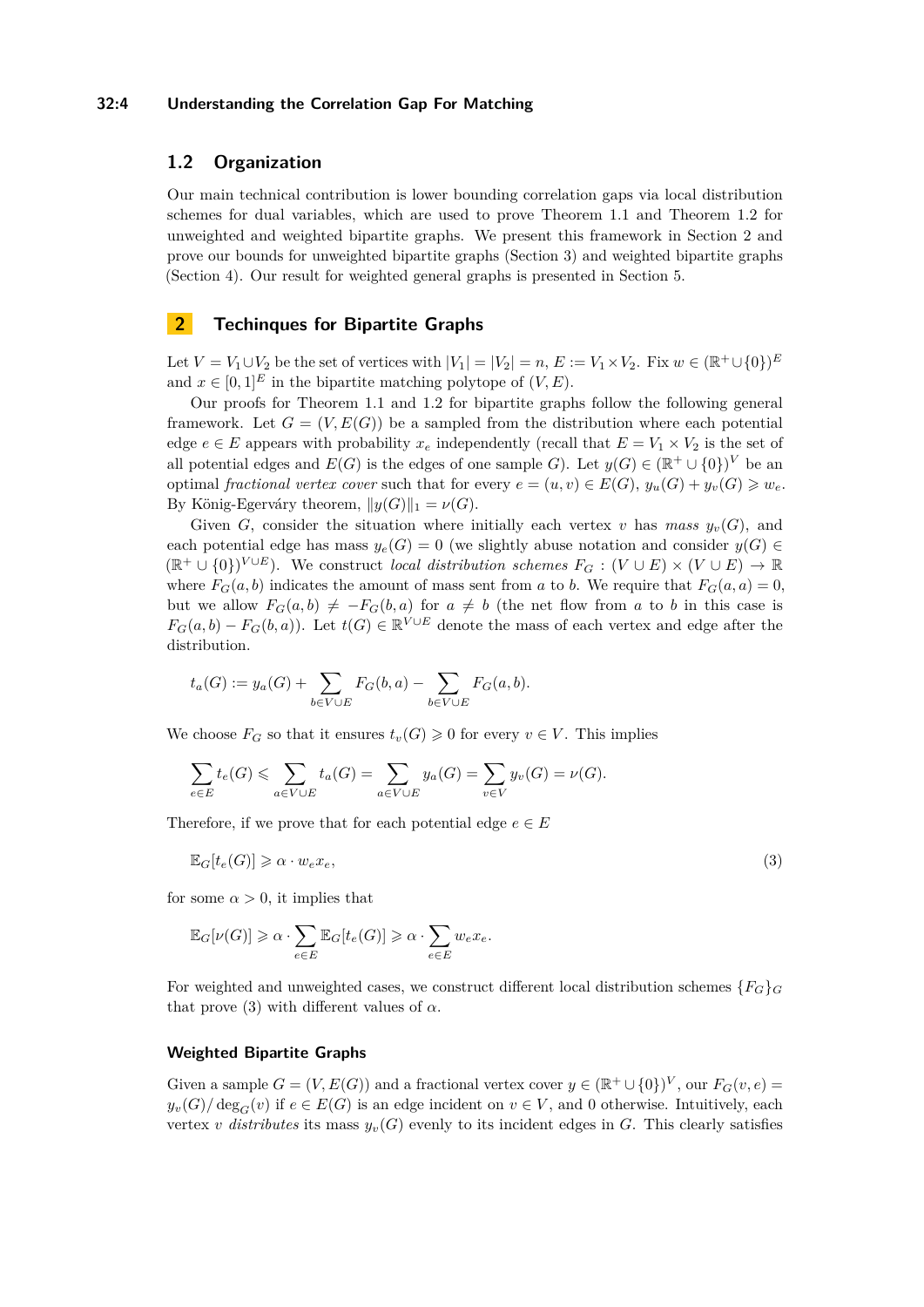## 1.2 Organization

Our main technical contribution is lower bounding correlation gaps via local distribution schemes for dual variables, which are used to prove Theorem 1.1 and Theorem 1.2 for unweighted and weighted bipartite graphs. We present this framework in Section 2 and prove our bounds for unweighted bipartite graphs (Section 3) and weighted bipartite graphs (Section 4). Our result for weighted general graphs is presented in Section 5.

# 2 Techinques for Bipartite Graphs

Let $V = V_1 \cup V_2$ be the set of vertices with $|V_1| = |V_2| = n$, $E := V_1 \times V_2$. Fix $w \in (\mathbb{R}^+ \cup \{0\})^E$ and $x \in [0,1]^E$ in the bipartite matching polytope of $(V, E)$.

Our proofs for Theorem 1.1 and 1.2 for bipartite graphs follow the following general framework. Let $G = (V, E(G))$ be a sampled from the distribution where each potential edge $e \in E$ appears with probability $x_e$ independently (recall that $E = V_1 \times V_2$ is the set of all potential edges and $E(G)$ is the edges of one sample $G$). Let $y(G) \in (\mathbb{R}^+ \cup \{0\})^V$ be an optimal *fractional vertex cover* such that for every $e = (u, v) \in E(G)$, $y_u(G) + y_v(G) \geqslant w_e$. By König-Egerváry theorem, $\|y(G)\|_1 = \nu(G)$.

Given $G$, consider the situation where initially each vertex $v$ has *mass* $y_v(G)$, and each potential edge has mass $y_e(G) = 0$ (we slightly abuse notation and consider $y(G) \in (\mathbb{R}^+ \cup \{0\})^{V \cup E}$). We construct *local distribution schemes* $F_G : (V \cup E) \times (V \cup E) \to \mathbb{R}$ where $F_G(a, b)$ indicates the amount of mass sent from $a$ to $b$. We require that $F_G(a, a) = 0$, but we allow $F_G(a, b) \neq -F_G(b, a)$ for $a \neq b$ (the net flow from $a$ to $b$ in this case is $F_G(a, b) - F_G(b, a)$). Let $t(G) \in \mathbb{R}^{V \cup E}$ denote the mass of each vertex and edge after the distribution.

$$t_a(G) := y_a(G) + \sum_{b \in V \cup E} F_G(b, a) - \sum_{b \in V \cup E} F_G(a, b).$$

We choose $F_G$ so that it ensures $t_v(G) \geqslant 0$ for every $v \in V$. This implies

$$\sum_{e \in E} t_e(G) \leqslant \sum_{a \in V \cup E} t_a(G) = \sum_{a \in V \cup E} y_a(G) = \sum_{v \in V} y_v(G) = \nu(G).$$

Therefore, if we prove that for each potential edge $e \in E$

$$\mathbb{E}_G[t_e(G)] \geqslant \alpha \cdot w_e x_e, \tag{3}$$

for some $\alpha > 0$, it implies that

$$\mathbb{E}_G[\nu(G)] \geqslant \alpha \cdot \sum_{e \in E} \mathbb{E}_G[t_e(G)] \geqslant \alpha \cdot \sum_{e \in E} w_e x_e.$$

For weighted and unweighted cases, we construct different local distribution schemes $\{F_G\}_G$ that prove (3) with different values of $\alpha$.

### Weighted Bipartite Graphs

Given a sample $G = (V, E(G))$ and a fractional vertex cover $y \in (\mathbb{R}^+ \cup \{0\})^V$, our $F_G(v, e) = y_v(G)/\deg_G(v)$ if $e \in E(G)$ is an edge incident on $v \in V$, and 0 otherwise. Intuitively, each vertex $v$ *distributes* its mass $y_v(G)$ evenly to its incident edges in $G$. This clearly satisfies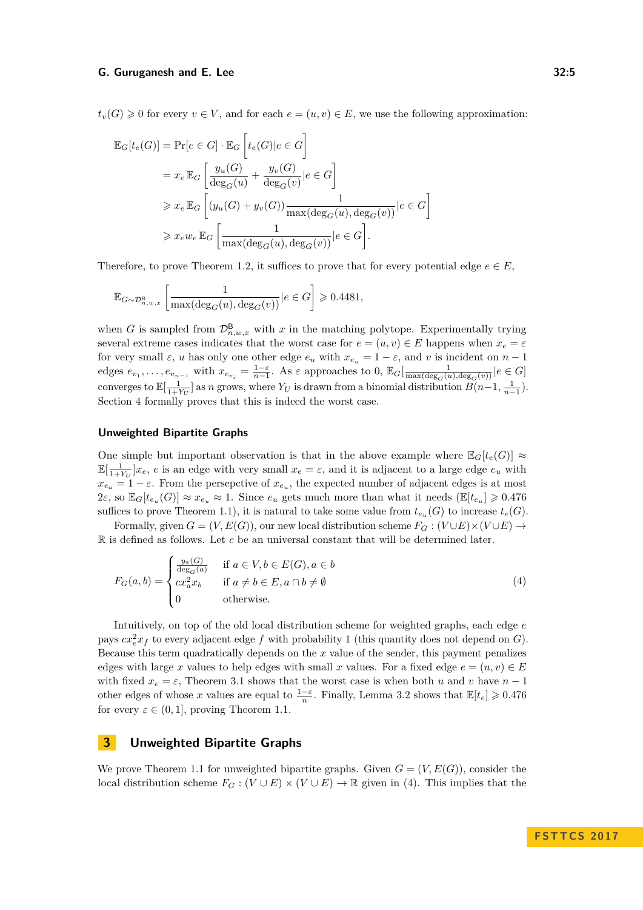$t_v(G) \geqslant 0$ for every $v \in V$, and for each $e = (u,v) \in E$, we use the following approximation:

$$
\begin{aligned}
\mathbb{E}_G[t_e(G)] &= \Pr[e \in G] \cdot \mathbb{E}_G\left[t_e(G) | e \in G\right] \\
&= x_e\, \mathbb{E}_G\left[\frac{y_u(G)}{\deg_G(u)} + \frac{y_v(G)}{\deg_G(v)} | e \in G\right] \\
&\geqslant x_e\, \mathbb{E}_G\left[(y_u(G) + y_v(G)) \frac{1}{\max(\deg_G(u), \deg_G(v))} | e \in G\right] \\
&\geqslant x_e w_e\, \mathbb{E}_G\left[\frac{1}{\max(\deg_G(u), \deg_G(v))} | e \in G\right].
\end{aligned}
$$

Therefore, to prove Theorem 1.2, it suffices to prove that for every potential edge $e \in E$,

$$
\mathbb{E}_{G \sim \mathcal{D}^{\mathsf{B}}_{n,w,x}}\left[\frac{1}{\max(\deg_G(u), \deg_G(v))} | e \in G\right] \geqslant 0.4481,
$$

when $G$ is sampled from $\mathcal{D}^{\mathsf{B}}_{n,w,x}$ with $x$ in the matching polytope. Experimentally trying several extreme cases indicates that the worst case for $e = (u,v) \in E$ happens when $x_e = \varepsilon$ for very small $\varepsilon$, $u$ has only one other edge $e_u$ with $x_{e_u} = 1 - \varepsilon$, and $v$ is incident on $n-1$ edges $e_{v_1}, \dots, e_{v_{n-1}}$ with $x_{e_{v_i}} = \frac{1-\varepsilon}{n-1}$. As $\varepsilon$ approaches to 0, $\mathbb{E}_G[\frac{1}{\max(\deg_G(u), \deg_G(v))} | e \in G]$ converges to $\mathbb{E}[\frac{1}{1+Y_U}]$ as $n$ grows, where $Y_U$ is drawn from a binomial distribution $B(n-1, \frac{1}{n-1})$. Section 4 formally proves that this is indeed the worst case.

### Unweighted Bipartite Graphs

One simple but important observation is that in the above example where $\mathbb{E}_G[t_e(G)] \approx \mathbb{E}[\frac{1}{1+Y_U}]x_e$, $e$ is an edge with very small $x_e = \varepsilon$, and it is adjacent to a large edge $e_u$ with $x_{e_u} = 1 - \varepsilon$. From the persepctive of $x_{e_u}$, the expected number of adjacent edges is at most $2\varepsilon$, so $\mathbb{E}_G[t_{e_u}(G)] \approx x_{e_u} \approx 1$. Since $e_u$ gets much more than what it needs ($\mathbb{E}[t_{e_u}] \geqslant 0.476$ suffices to prove Theorem 1.1), it is natural to take some value from $t_{e_u}(G)$ to increase $t_e(G)$.

Formally, given $G = (V, E(G))$, our new local distribution scheme $F_G : (V \cup E) \times (V \cup E) \to \mathbb{R}$ is defined as follows. Let $c$ be an universal constant that will be determined later.

$$
F_G(a,b) = \begin{cases} \frac{y_a(G)}{\deg_G(a)} & \text{if } a \in V, b \in E(G), a \in b \\ c x_a^2 x_b & \text{if } a \neq b \in E, a \cap b \neq \emptyset \\ 0 & \text{otherwise.} \end{cases} \tag{4}
$$

Intuitively, on top of the old local distribution scheme for weighted graphs, each edge $e$ pays $c x_e^2 x_f$ to every adjacent edge $f$ with probability 1 (this quantity does not depend on $G$). Because this term quadratically depends on the $x$ value of the sender, this payment penalizes edges with large $x$ values to help edges with small $x$ values. For a fixed edge $e = (u,v) \in E$ with fixed $x_e = \varepsilon$, Theorem 3.1 shows that the worst case is when both $u$ and $v$ have $n-1$ other edges of whose $x$ values are equal to $\frac{1-\varepsilon}{n}$. Finally, Lemma 3.2 shows that $\mathbb{E}[t_e] \geqslant 0.476$ for every $\varepsilon \in (0,1]$, proving Theorem 1.1.

## 3 Unweighted Bipartite Graphs

We prove Theorem 1.1 for unweighted bipartite graphs. Given $G = (V, E(G))$, consider the local distribution scheme $F_G : (V \cup E) \times (V \cup E) \to \mathbb{R}$ given in (4). This implies that the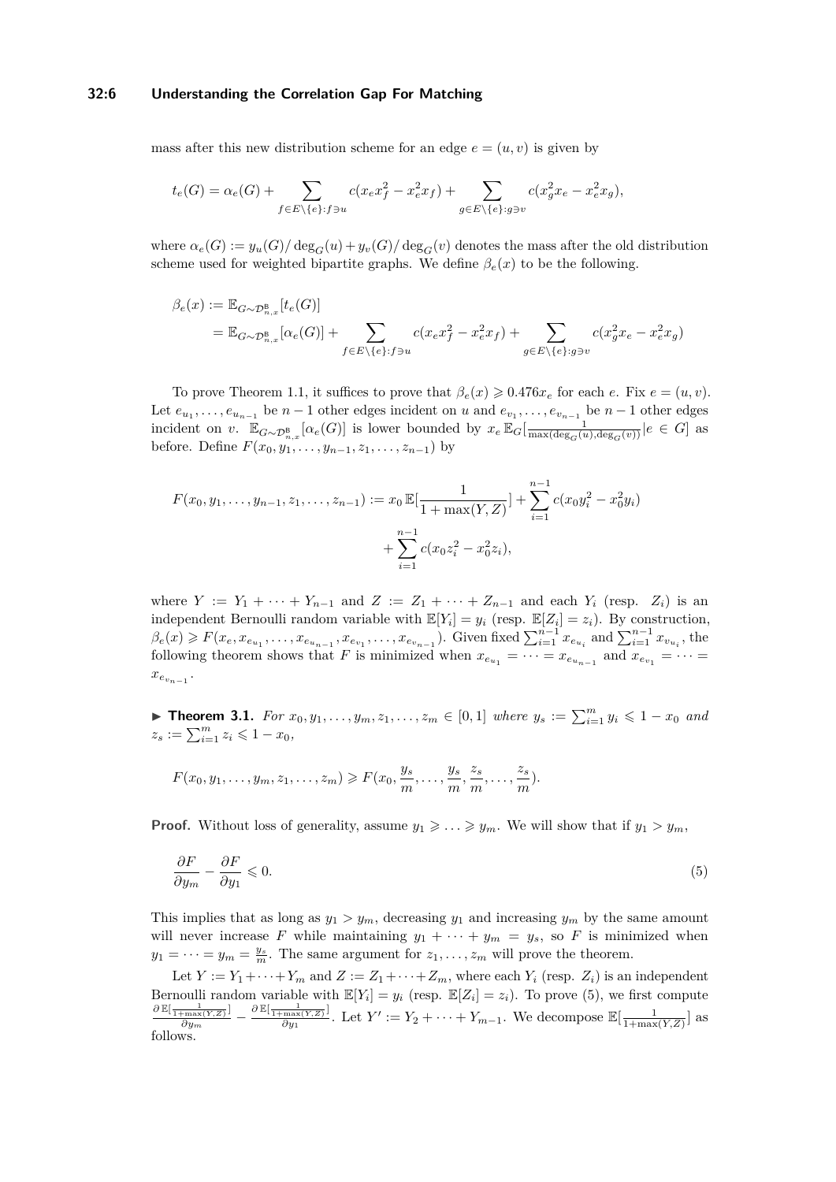mass after this new distribution scheme for an edge $e = (u, v)$ is given by

$$t_e(G) = \alpha_e(G) + \sum_{f \in E \setminus \{e\}: f \ni u} c(x_e x_f^2 - x_e^2 x_f) + \sum_{g \in E \setminus \{e\}: g \ni v} c(x_g^2 x_e - x_e^2 x_g),$$

where $\alpha_e(G) := y_u(G)/\deg_G(u) + y_v(G)/\deg_G(v)$ denotes the mass after the old distribution scheme used for weighted bipartite graphs. We define $\beta_e(x)$ to be the following.

$$\begin{aligned}\beta_e(x) &:= \mathbb{E}_{G \sim \mathcal{D}^{\mathrm{B}}_{n,x}}[t_e(G)] \\ &= \mathbb{E}_{G \sim \mathcal{D}^{\mathrm{B}}_{n,x}}[\alpha_e(G)] + \sum_{f \in E \setminus \{e\}: f \ni u} c(x_e x_f^2 - x_e^2 x_f) + \sum_{g \in E \setminus \{e\}: g \ni v} c(x_g^2 x_e - x_e^2 x_g)\end{aligned}$$

To prove Theorem 1.1, it suffices to prove that $\beta_e(x) \geqslant 0.476 x_e$ for each $e$. Fix $e = (u, v)$. Let $e_{u_1}, \ldots, e_{u_{n-1}}$ be $n-1$ other edges incident on $u$ and $e_{v_1}, \ldots, e_{v_{n-1}}$ be $n-1$ other edges incident on $v$. $\mathbb{E}_{G \sim \mathcal{D}^{\mathrm{B}}_{n,x}}[\alpha_e(G)]$ is lower bounded by $x_e \, \mathbb{E}_G[\frac{1}{\max(\deg_G(u), \deg_G(v))} | e \in G]$ as before. Define $F(x_0, y_1, \ldots, y_{n-1}, z_1, \ldots, z_{n-1})$ by

$$\begin{aligned}F(x_0, y_1, \ldots, y_{n-1}, z_1, \ldots, z_{n-1}) &:= x_0 \, \mathbb{E}[\frac{1}{1 + \max(Y, Z)}] + \sum_{i=1}^{n-1} c(x_0 y_i^2 - x_0^2 y_i) \\ &\quad + \sum_{i=1}^{n-1} c(x_0 z_i^2 - x_0^2 z_i),\end{aligned}$$

where $Y := Y_1 + \cdots + Y_{n-1}$ and $Z := Z_1 + \cdots + Z_{n-1}$ and each $Y_i$ (resp. $Z_i$) is an independent Bernoulli random variable with $\mathbb{E}[Y_i] = y_i$ (resp. $\mathbb{E}[Z_i] = z_i$). By construction, $\beta_e(x) \geqslant F(x_e, x_{e_{u_1}}, \ldots, x_{e_{u_{n-1}}}, x_{e_{v_1}}, \ldots, x_{e_{v_{n-1}}})$. Given fixed $\sum_{i=1}^{n-1} x_{e_{u_i}}$ and $\sum_{i=1}^{n-1} x_{v_{u_i}}$, the following theorem shows that $F$ is minimized when $x_{e_{u_1}} = \cdots = x_{e_{u_{n-1}}}$ and $x_{e_{v_1}} = \cdots = x_{e_{v_{n-1}}}$.

▶ **Theorem 3.1.** *For $x_0, y_1, \ldots, y_m, z_1, \ldots, z_m \in [0, 1]$ where $y_s := \sum_{i=1}^m y_i \leqslant 1 - x_0$ and $z_s := \sum_{i=1}^m z_i \leqslant 1 - x_0$,*

$$F(x_0, y_1, \ldots, y_m, z_1, \ldots, z_m) \geqslant F(x_0, \frac{y_s}{m}, \ldots, \frac{y_s}{m}, \frac{z_s}{m}, \ldots, \frac{z_s}{m}).$$

**Proof.** Without loss of generality, assume $y_1 \geqslant \ldots \geqslant y_m$. We will show that if $y_1 > y_m$,

$$\frac{\partial F}{\partial y_m} - \frac{\partial F}{\partial y_1} \leqslant 0. \tag{5}$$

This implies that as long as $y_1 > y_m$, decreasing $y_1$ and increasing $y_m$ by the same amount will never increase $F$ while maintaining $y_1 + \cdots + y_m = y_s$, so $F$ is minimized when $y_1 = \cdots = y_m = \frac{y_s}{m}$. The same argument for $z_1, \ldots, z_m$ will prove the theorem.

Let $Y := Y_1 + \cdots + Y_m$ and $Z := Z_1 + \cdots + Z_m$, where each $Y_i$ (resp. $Z_i$) is an independent Bernoulli random variable with $\mathbb{E}[Y_i] = y_i$ (resp. $\mathbb{E}[Z_i] = z_i$). To prove (5), we first compute $\frac{\partial \mathbb{E}[\frac{1}{1+\max(Y,Z)}]}{\partial y_m} - \frac{\partial \mathbb{E}[\frac{1}{1+\max(Y,Z)}]}{\partial y_1}$. Let $Y' := Y_2 + \cdots + Y_{m-1}$. We decompose $\mathbb{E}[\frac{1}{1+\max(Y,Z)}]$ as follows.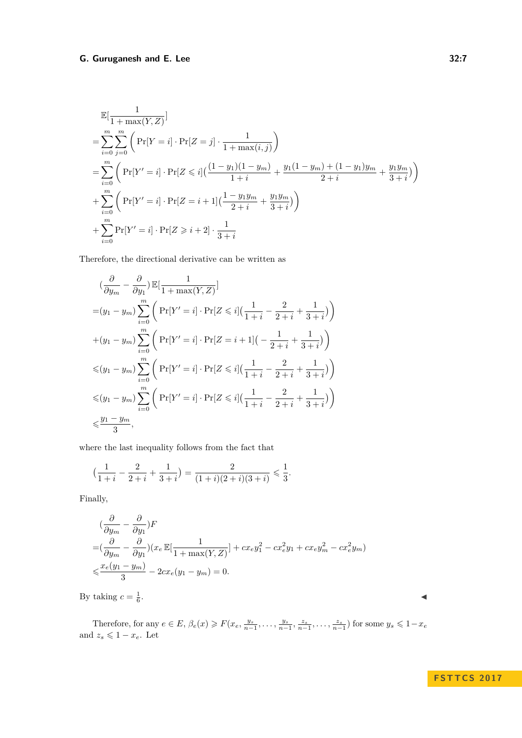$$
\begin{aligned}
&\mathbb{E}[\frac{1}{1+\max(Y,Z)}]\\
=&\sum_{i=0}^{m}\sum_{j=0}^{m}\bigg(\Pr[Y=i]\cdot\Pr[Z=j]\cdot\frac{1}{1+\max(i,j)}\bigg)\\
=&\sum_{i=0}^{m}\bigg(\Pr[Y'=i]\cdot\Pr[Z\leqslant i](\frac{(1-y_1)(1-y_m)}{1+i}+\frac{y_1(1-y_m)+(1-y_1)y_m}{2+i}+\frac{y_1y_m}{3+i})\bigg)\\
+&\sum_{i=0}^{m}\bigg(\Pr[Y'=i]\cdot\Pr[Z=i+1](\frac{1-y_1y_m}{2+i}+\frac{y_1y_m}{3+i})\bigg)\\
+&\sum_{i=0}^{m}\Pr[Y'=i]\cdot\Pr[Z\geqslant i+2]\cdot\frac{1}{3+i}
\end{aligned}
$$

Therefore, the directional derivative can be written as

$$
\begin{aligned}
&(\frac{\partial}{\partial y_m}-\frac{\partial}{\partial y_1})\,\mathbb{E}[\frac{1}{1+\max(Y,Z)}]\\
=&(y_1-y_m)\sum_{i=0}^{m}\bigg(\Pr[Y'=i]\cdot\Pr[Z\leqslant i](\frac{1}{1+i}-\frac{2}{2+i}+\frac{1}{3+i})\bigg)\\
+&(y_1-y_m)\sum_{i=0}^{m}\bigg(\Pr[Y'=i]\cdot\Pr[Z=i+1](-\frac{1}{2+i}+\frac{1}{3+i})\bigg)\\
\leqslant&(y_1-y_m)\sum_{i=0}^{m}\bigg(\Pr[Y'=i]\cdot\Pr[Z\leqslant i](\frac{1}{1+i}-\frac{2}{2+i}+\frac{1}{3+i})\bigg)\\
\leqslant&(y_1-y_m)\sum_{i=0}^{m}\bigg(\Pr[Y'=i]\cdot\Pr[Z\leqslant i](\frac{1}{1+i}-\frac{2}{2+i}+\frac{1}{3+i})\bigg)\\
\leqslant&\frac{y_1-y_m}{3},
\end{aligned}
$$

where the last inequality follows from the fact that

$$
(\frac{1}{1+i}-\frac{2}{2+i}+\frac{1}{3+i})=\frac{2}{(1+i)(2+i)(3+i)}\leqslant\frac{1}{3}.
$$

Finally,

$$
\begin{aligned}
&(\frac{\partial}{\partial y_m}-\frac{\partial}{\partial y_1})F\\
=&(\frac{\partial}{\partial y_m}-\frac{\partial}{\partial y_1})(x_e\,\mathbb{E}[\frac{1}{1+\max(Y,Z)}]+cx_ey_1^2-cx_e^2y_1+cx_ey_m^2-cx_e^2y_m)\\
\leqslant&\frac{x_e(y_1-y_m)}{3}-2cx_e(y_1-y_m)=0.
\end{aligned}
$$

By taking $c=\frac{1}{6}$. ◀

Therefore, for any $e\in E$, $\beta_e(x)\geqslant F(x_e,\frac{y_s}{n-1},\ldots,\frac{y_s}{n-1},\frac{z_s}{n-1},\ldots,\frac{z_s}{n-1})$ for some $y_s\leqslant 1-x_e$ and $z_s\leqslant 1-x_e$. Let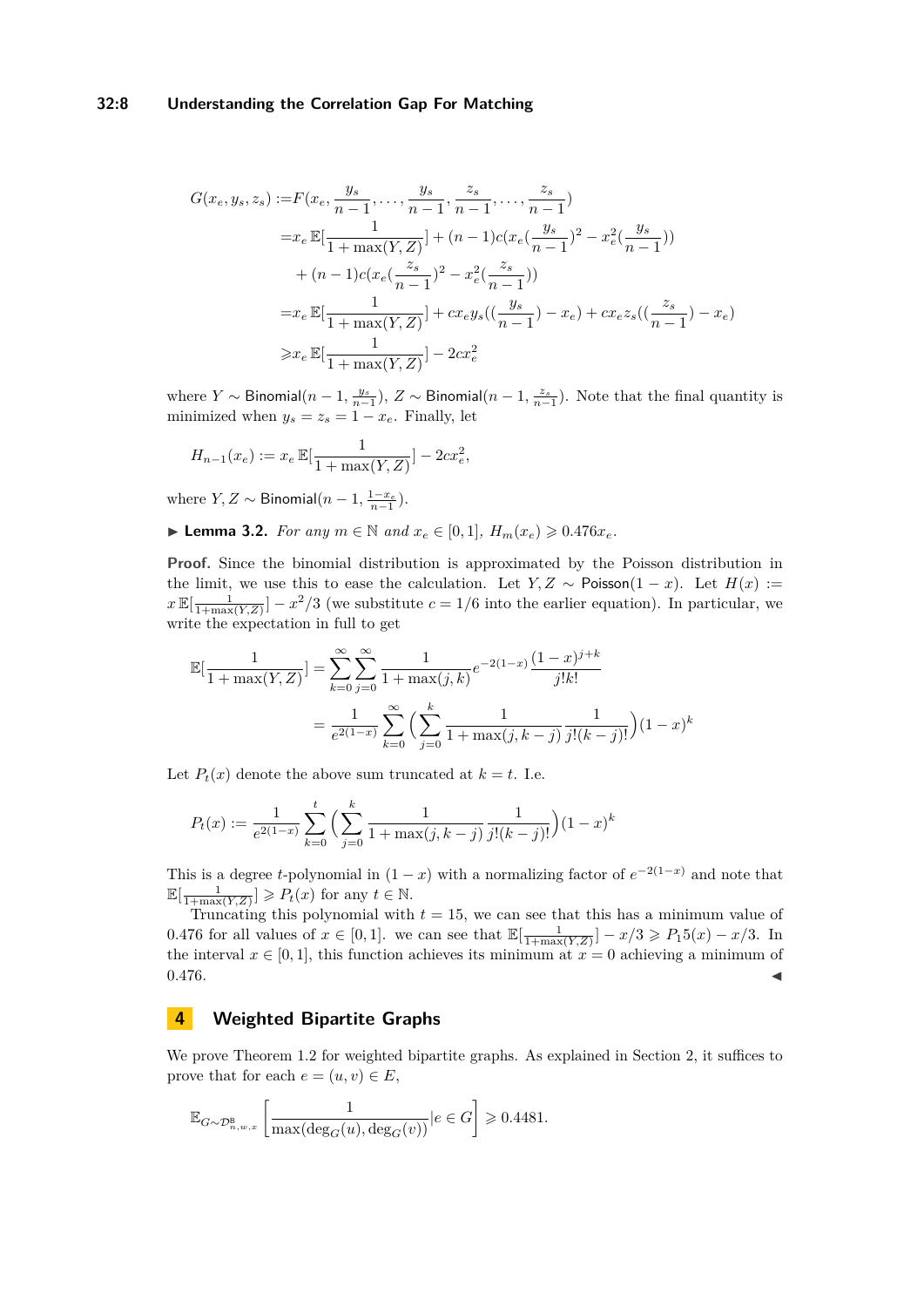$$
\begin{aligned}
G(x_e, y_s, z_s) :=& F(x_e, \frac{y_s}{n-1}, \ldots, \frac{y_s}{n-1}, \frac{z_s}{n-1}, \ldots, \frac{z_s}{n-1}) \\
=& x_e \, \mathbb{E}[\frac{1}{1+\max(Y,Z)}] + (n-1)c(x_e(\frac{y_s}{n-1})^2 - x_e^2(\frac{y_s}{n-1})) \\
&+ (n-1)c(x_e(\frac{z_s}{n-1})^2 - x_e^2(\frac{z_s}{n-1})) \\
=& x_e \, \mathbb{E}[\frac{1}{1+\max(Y,Z)}] + cx_e y_s((\frac{y_s}{n-1}) - x_e) + cx_e z_s((\frac{z_s}{n-1}) - x_e) \\
\geqslant& x_e \, \mathbb{E}[\frac{1}{1+\max(Y,Z)}] - 2cx_e^2
\end{aligned}
$$

where $Y \sim \mathsf{Binomial}(n-1, \frac{y_s}{n-1})$, $Z \sim \mathsf{Binomial}(n-1, \frac{z_s}{n-1})$. Note that the final quantity is minimized when $y_s = z_s = 1 - x_e$. Finally, let

$$
H_{n-1}(x_e) := x_e \, \mathbb{E}[\frac{1}{1+\max(Y,Z)}] - 2cx_e^2,
$$

where $Y, Z \sim \mathsf{Binomial}(n-1, \frac{1-x_e}{n-1})$.

▶ **Lemma 3.2.** *For any $m \in \mathbb{N}$ and $x_e \in [0,1]$, $H_m(x_e) \geqslant 0.476x_e$.*

**Proof.** Since the binomial distribution is approximated by the Poisson distribution in the limit, we use this to ease the calculation. Let $Y, Z \sim \mathsf{Poisson}(1-x)$. Let $H(x) := x\,\mathbb{E}[\frac{1}{1+\max(Y,Z)}] - x^2/3$ (we substitute $c = 1/6$ into the earlier equation). In particular, we write the expectation in full to get

$$
\begin{aligned}
\mathbb{E}[\frac{1}{1+\max(Y,Z)}] &= \sum_{k=0}^{\infty}\sum_{j=0}^{\infty} \frac{1}{1+\max(j,k)} e^{-2(1-x)} \frac{(1-x)^{j+k}}{j!k!} \\
&= \frac{1}{e^{2(1-x)}} \sum_{k=0}^{\infty} \Big( \sum_{j=0}^{k} \frac{1}{1+\max(j,k-j)} \frac{1}{j!(k-j)!} \Big) (1-x)^k
\end{aligned}
$$

Let $P_t(x)$ denote the above sum truncated at $k = t$. I.e.

$$
P_t(x) := \frac{1}{e^{2(1-x)}} \sum_{k=0}^{t} \Big( \sum_{j=0}^{k} \frac{1}{1+\max(j,k-j)} \frac{1}{j!(k-j)!} \Big) (1-x)^k
$$

This is a degree $t$-polynomial in $(1-x)$ with a normalizing factor of $e^{-2(1-x)}$ and note that $\mathbb{E}[\frac{1}{1+\max(Y,Z)}] \geqslant P_t(x)$ for any $t \in \mathbb{N}$.

Truncating this polynomial with $t = 15$, we can see that this has a minimum value of 0.476 for all values of $x \in [0,1]$. we can see that $\mathbb{E}[\frac{1}{1+\max(Y,Z)}] - x/3 \geqslant P_15(x) - x/3$. In the interval $x \in [0,1]$, this function achieves its minimum at $x = 0$ achieving a minimum of 0.476. ◀

## 4 Weighted Bipartite Graphs

We prove Theorem 1.2 for weighted bipartite graphs. As explained in Section 2, it suffices to prove that for each $e = (u,v) \in E$,

$$
\mathbb{E}_{G \sim \mathcal{D}^{\mathsf{B}}_{n,w,x}} \left[ \frac{1}{\max(\deg_G(u), \deg_G(v))} | e \in G \right] \geqslant 0.4481.
$$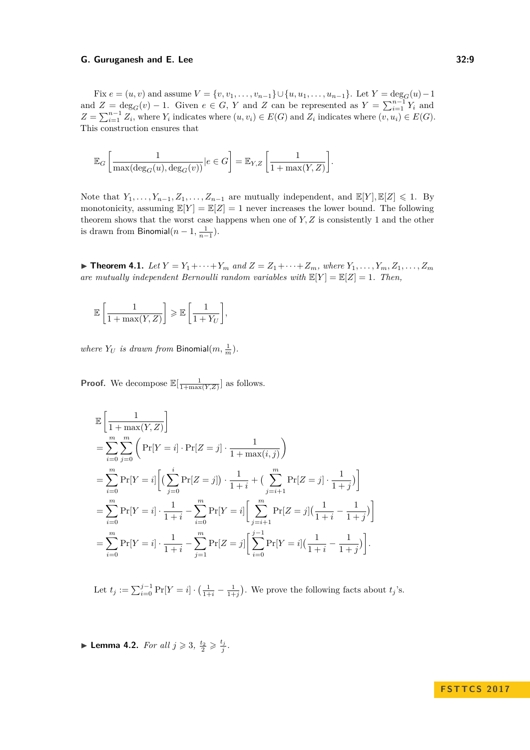Fix $e = (u, v)$ and assume $V = \{v, v_1, \ldots, v_{n-1}\} \cup \{u, u_1, \ldots, u_{n-1}\}$. Let $Y = \deg_G(u) - 1$ and $Z = \deg_G(v) - 1$. Given $e \in G$, $Y$ and $Z$ can be represented as $Y = \sum_{i=1}^{n-1} Y_i$ and $Z = \sum_{i=1}^{n-1} Z_i$, where $Y_i$ indicates where $(u, v_i) \in E(G)$ and $Z_i$ indicates where $(v, u_i) \in E(G)$. This construction ensures that

$$\mathbb{E}_G\left[\frac{1}{\max(\deg_G(u), \deg_G(v))} | e \in G\right] = \mathbb{E}_{Y,Z}\left[\frac{1}{1 + \max(Y, Z)}\right].$$

Note that $Y_1, \ldots, Y_{n-1}, Z_1, \ldots, Z_{n-1}$ are mutually independent, and $\mathbb{E}[Y], \mathbb{E}[Z] \leqslant 1$. By monotonicity, assuming $\mathbb{E}[Y] = \mathbb{E}[Z] = 1$ never increases the lower bound. The following theorem shows that the worst case happens when one of $Y, Z$ is consistently 1 and the other is drawn from $\mathsf{Binomial}(n-1, \frac{1}{n-1})$.

▶ **Theorem 4.1.** *Let $Y = Y_1 + \cdots + Y_m$ and $Z = Z_1 + \cdots + Z_m$, where $Y_1, \ldots, Y_m, Z_1, \ldots, Z_m$ are mutually independent Bernoulli random variables with $\mathbb{E}[Y] = \mathbb{E}[Z] = 1$. Then,*

$$\mathbb{E}\left[\frac{1}{1 + \max(Y, Z)}\right] \geqslant \mathbb{E}\left[\frac{1}{1 + Y_U}\right],$$

*where $Y_U$ is drawn from* $\mathsf{Binomial}(m, \frac{1}{m})$.

**Proof.** We decompose $\mathbb{E}[\frac{1}{1+\max(Y,Z)}]$ as follows.

$$\begin{aligned}
&\mathbb{E}\left[\frac{1}{1 + \max(Y, Z)}\right] \\
&= \sum_{i=0}^{m} \sum_{j=0}^{m} \left( \Pr[Y = i] \cdot \Pr[Z = j] \cdot \frac{1}{1 + \max(i, j)} \right) \\
&= \sum_{i=0}^{m} \Pr[Y = i] \left[ \left( \sum_{j=0}^{i} \Pr[Z = j] \right) \cdot \frac{1}{1+i} + \left( \sum_{j=i+1}^{m} \Pr[Z = j] \cdot \frac{1}{1+j} \right) \right] \\
&= \sum_{i=0}^{m} \Pr[Y = i] \cdot \frac{1}{1+i} - \sum_{i=0}^{m} \Pr[Y = i] \left[ \sum_{j=i+1}^{m} \Pr[Z = j] \left( \frac{1}{1+i} - \frac{1}{1+j} \right) \right] \\
&= \sum_{i=0}^{m} \Pr[Y = i] \cdot \frac{1}{1+i} - \sum_{j=1}^{m} \Pr[Z = j] \left[ \sum_{i=0}^{j-1} \Pr[Y = i] \left( \frac{1}{1+i} - \frac{1}{1+j} \right) \right].
\end{aligned}$$

Let $t_j := \sum_{i=0}^{j-1} \Pr[Y = i] \cdot \left( \frac{1}{1+i} - \frac{1}{1+j} \right)$. We prove the following facts about $t_j$'s.

▶ **Lemma 4.2.** *For all $j \geqslant 3$, $\frac{t_2}{2} \geqslant \frac{t_j}{j}$.*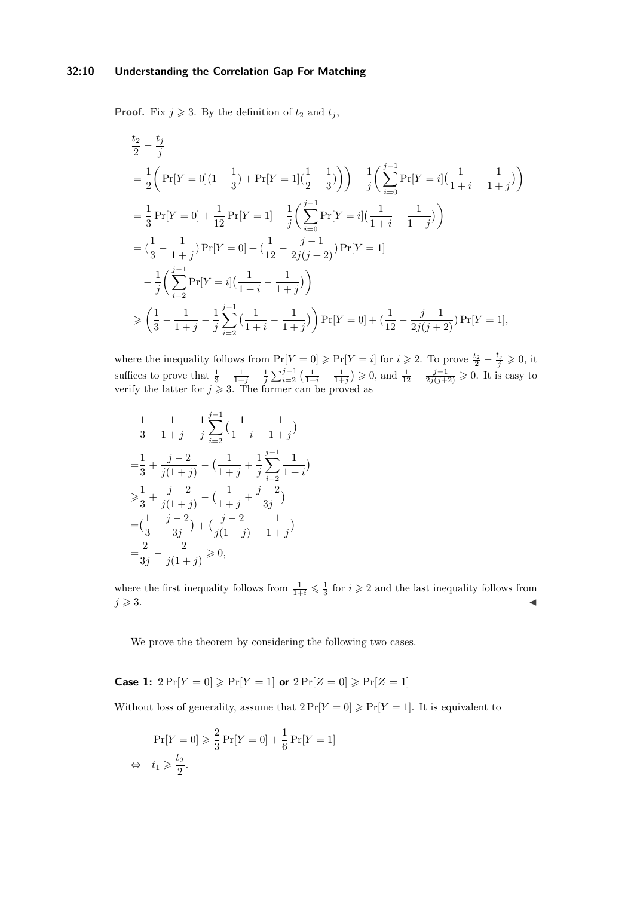**Proof.** Fix $j \geqslant 3$. By the definition of $t_2$ and $t_j$,

$$
\begin{aligned}
&\frac{t_2}{2} - \frac{t_j}{j} \\
&= \frac{1}{2}\bigg( \Pr[Y=0](1-\frac{1}{3}) + \Pr[Y=1](\frac{1}{2}-\frac{1}{3})\bigg) - \frac{1}{j}\bigg(\sum_{i=0}^{j-1}\Pr[Y=i]\big(\frac{1}{1+i}-\frac{1}{1+j}\big)\bigg) \\
&= \frac{1}{3}\Pr[Y=0] + \frac{1}{12}\Pr[Y=1] - \frac{1}{j}\bigg(\sum_{i=0}^{j-1}\Pr[Y=i]\big(\frac{1}{1+i}-\frac{1}{1+j}\big)\bigg) \\
&= (\frac{1}{3}-\frac{1}{1+j})\Pr[Y=0] + (\frac{1}{12} - \frac{j-1}{2j(j+2)})\Pr[Y=1] \\
&\quad - \frac{1}{j}\bigg(\sum_{i=2}^{j-1}\Pr[Y=i]\big(\frac{1}{1+i}-\frac{1}{1+j}\big)\bigg) \\
&\geqslant \bigg(\frac{1}{3} - \frac{1}{1+j} - \frac{1}{j}\sum_{i=2}^{j-1}\big(\frac{1}{1+i}-\frac{1}{1+j}\big)\bigg)\Pr[Y=0] + (\frac{1}{12}-\frac{j-1}{2j(j+2)})\Pr[Y=1],
\end{aligned}
$$

where the inequality follows from $\Pr[Y=0] \geqslant \Pr[Y=i]$ for $i \geqslant 2$. To prove $\frac{t_2}{2} - \frac{t_j}{j} \geqslant 0$, it suffices to prove that $\frac{1}{3} - \frac{1}{1+j} - \frac{1}{j}\sum_{i=2}^{j-1}\left(\frac{1}{1+i} - \frac{1}{1+j}\right) \geqslant 0$, and $\frac{1}{12} - \frac{j-1}{2j(j+2)} \geqslant 0$. It is easy to verify the latter for $j \geqslant 3$. The former can be proved as

$$
\begin{aligned}
&\frac{1}{3} - \frac{1}{1+j} - \frac{1}{j}\sum_{i=2}^{j-1}\big(\frac{1}{1+i}-\frac{1}{1+j}\big) \\
=&\frac{1}{3} + \frac{j-2}{j(1+j)} - \big(\frac{1}{1+j} + \frac{1}{j}\sum_{i=2}^{j-1}\frac{1}{1+i}\big) \\
\geqslant&\frac{1}{3} + \frac{j-2}{j(1+j)} - \big(\frac{1}{1+j} + \frac{j-2}{3j}\big) \\
=&\big(\frac{1}{3} - \frac{j-2}{3j}\big) + \big(\frac{j-2}{j(1+j)} - \frac{1}{1+j}\big) \\
=&\frac{2}{3j} - \frac{2}{j(1+j)} \geqslant 0,
\end{aligned}
$$

where the first inequality follows from $\frac{1}{1+i} \leqslant \frac{1}{3}$ for $i \geqslant 2$ and the last inequality follows from $j \geqslant 3$. ◀

We prove the theorem by considering the following two cases.

**Case 1:** $2\Pr[Y=0] \geqslant \Pr[Y=1]$ **or** $2\Pr[Z=0] \geqslant \Pr[Z=1]$

Without loss of generality, assume that $2\Pr[Y=0] \geqslant \Pr[Y=1]$. It is equivalent to

$$
\begin{aligned}
&\Pr[Y=0] \geqslant \frac{2}{3}\Pr[Y=0] + \frac{1}{6}\Pr[Y=1] \\
\Leftrightarrow\quad & t_1 \geqslant \frac{t_2}{2}.
\end{aligned}
$$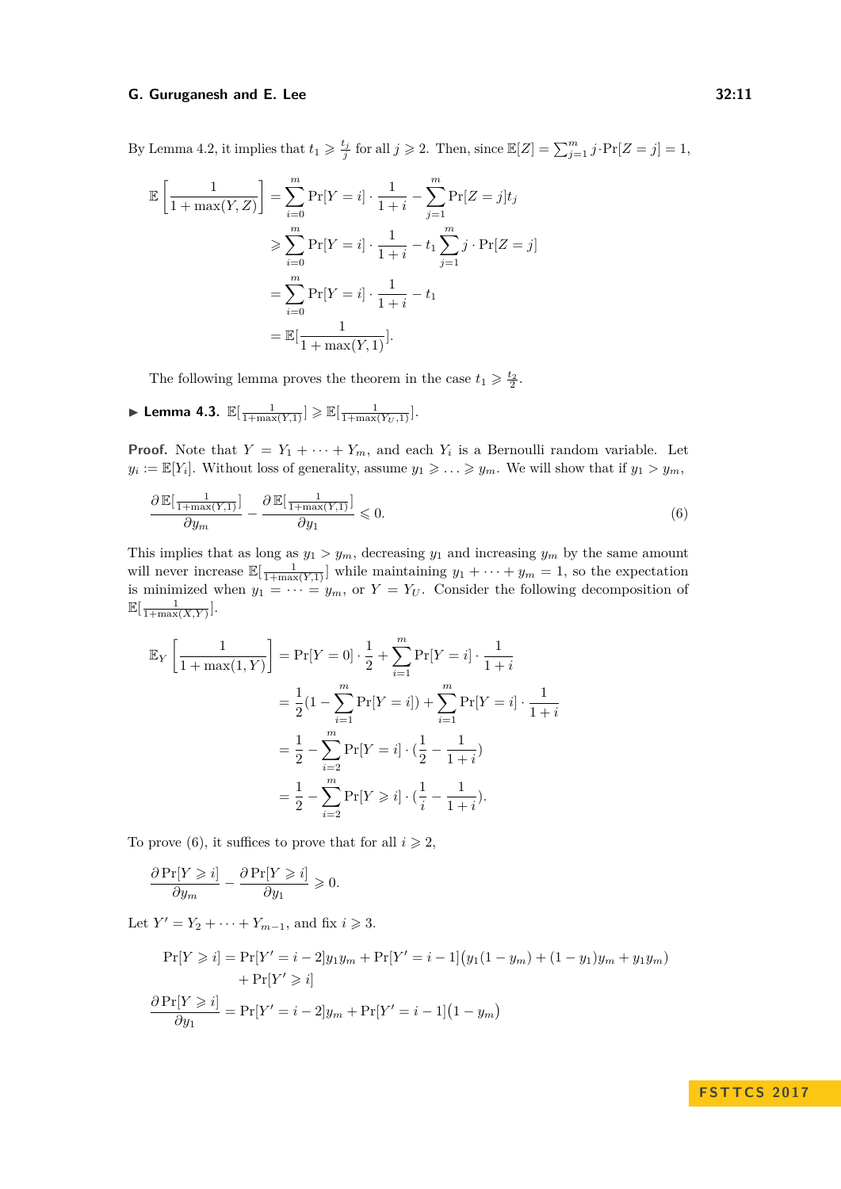By Lemma 4.2, it implies that $t_1 \geqslant \frac{t_j}{j}$ for all $j \geqslant 2$. Then, since $\mathbb{E}[Z] = \sum_{j=1}^{m} j \cdot \Pr[Z = j] = 1$,

$$\begin{aligned}
\mathbb{E}\left[\frac{1}{1+\max(Y,Z)}\right] &= \sum_{i=0}^{m} \Pr[Y=i] \cdot \frac{1}{1+i} - \sum_{j=1}^{m} \Pr[Z=j] t_j \\
&\geqslant \sum_{i=0}^{m} \Pr[Y=i] \cdot \frac{1}{1+i} - t_1 \sum_{j=1}^{m} j \cdot \Pr[Z=j] \\
&= \sum_{i=0}^{m} \Pr[Y=i] \cdot \frac{1}{1+i} - t_1 \\
&= \mathbb{E}[\frac{1}{1+\max(Y,1)}].
\end{aligned}$$

The following lemma proves the theorem in the case $t_1 \geqslant \frac{t_2}{2}$.

▶ **Lemma 4.3.** $\mathbb{E}[\frac{1}{1+\max(Y,1)}] \geqslant \mathbb{E}[\frac{1}{1+\max(Y_U,1)}]$.

**Proof.** Note that $Y = Y_1 + \cdots + Y_m$, and each $Y_i$ is a Bernoulli random variable. Let $y_i := \mathbb{E}[Y_i]$. Without loss of generality, assume $y_1 \geqslant \ldots \geqslant y_m$. We will show that if $y_1 > y_m$,

$$\frac{\partial \, \mathbb{E}[\frac{1}{1+\max(Y,1)}]}{\partial y_m} - \frac{\partial \, \mathbb{E}[\frac{1}{1+\max(Y,1)}]}{\partial y_1} \leqslant 0. \tag{6}$$

This implies that as long as $y_1 > y_m$, decreasing $y_1$ and increasing $y_m$ by the same amount will never increase $\mathbb{E}[\frac{1}{1+\max(Y,1)}]$ while maintaining $y_1 + \cdots + y_m = 1$, so the expectation is minimized when $y_1 = \cdots = y_m$, or $Y = Y_U$. Consider the following decomposition of $\mathbb{E}[\frac{1}{1+\max(X,Y)}]$.

$$\begin{aligned}
\mathbb{E}_Y\left[\frac{1}{1+\max(1,Y)}\right] &= \Pr[Y=0] \cdot \frac{1}{2} + \sum_{i=1}^{m} \Pr[Y=i] \cdot \frac{1}{1+i} \\
&= \frac{1}{2}(1 - \sum_{i=1}^{m} \Pr[Y=i]) + \sum_{i=1}^{m} \Pr[Y=i] \cdot \frac{1}{1+i} \\
&= \frac{1}{2} - \sum_{i=2}^{m} \Pr[Y=i] \cdot (\frac{1}{2} - \frac{1}{1+i}) \\
&= \frac{1}{2} - \sum_{i=2}^{m} \Pr[Y \geqslant i] \cdot (\frac{1}{i} - \frac{1}{1+i}).
\end{aligned}$$

To prove (6), it suffices to prove that for all $i \geqslant 2$,

$$\frac{\partial \Pr[Y \geqslant i]}{\partial y_m} - \frac{\partial \Pr[Y \geqslant i]}{\partial y_1} \geqslant 0.$$

Let $Y' = Y_2 + \cdots + Y_{m-1}$, and fix $i \geqslant 3$.

$$\begin{aligned}
\Pr[Y \geqslant i] &= \Pr[Y' = i-2] y_1 y_m + \Pr[Y' = i-1]\big(y_1(1-y_m) + (1-y_1)y_m + y_1 y_m\big) \\
&\quad + \Pr[Y' \geqslant i] \\
\frac{\partial \Pr[Y \geqslant i]}{\partial y_1} &= \Pr[Y' = i-2] y_m + \Pr[Y' = i-1]\big(1 - y_m\big)
\end{aligned}$$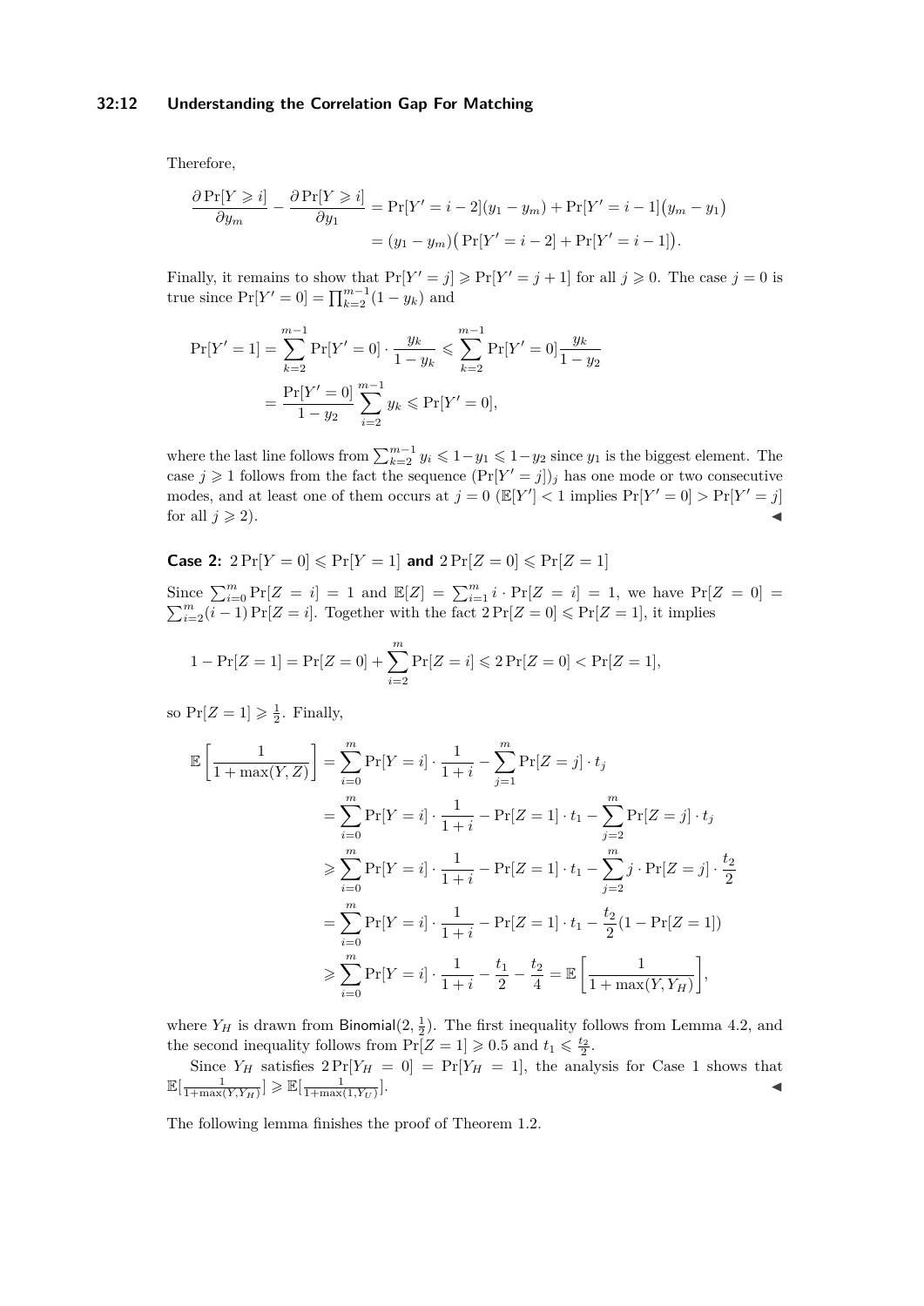Therefore,

$$\frac{\partial \Pr[Y \geqslant i]}{\partial y_m} - \frac{\partial \Pr[Y \geqslant i]}{\partial y_1} = \Pr[Y' = i-2](y_1 - y_m) + \Pr[Y' = i-1]\big(y_m - y_1\big)$$
$$= (y_1 - y_m)\big(\Pr[Y' = i-2] + \Pr[Y' = i-1]\big).$$

Finally, it remains to show that $\Pr[Y' = j] \geqslant \Pr[Y' = j+1]$ for all $j \geqslant 0$. The case $j = 0$ is true since $\Pr[Y' = 0] = \prod_{k=2}^{m-1}(1 - y_k)$ and

$$\Pr[Y' = 1] = \sum_{k=2}^{m-1} \Pr[Y' = 0] \cdot \frac{y_k}{1 - y_k} \leqslant \sum_{k=2}^{m-1} \Pr[Y' = 0] \frac{y_k}{1 - y_2}$$
$$= \frac{\Pr[Y' = 0]}{1 - y_2} \sum_{i=2}^{m-1} y_k \leqslant \Pr[Y' = 0],$$

where the last line follows from $\sum_{k=2}^{m-1} y_i \leqslant 1 - y_1 \leqslant 1 - y_2$ since $y_1$ is the biggest element. The case $j \geqslant 1$ follows from the fact the sequence $(\Pr[Y' = j])_j$ has one mode or two consecutive modes, and at least one of them occurs at $j = 0$ ($\mathbb{E}[Y'] < 1$ implies $\Pr[Y' = 0] > \Pr[Y' = j]$ for all $j \geqslant 2$). ◀

**Case 2:** $2\Pr[Y = 0] \leqslant \Pr[Y = 1]$ **and** $2\Pr[Z = 0] \leqslant \Pr[Z = 1]$

Since $\sum_{i=0}^{m} \Pr[Z = i] = 1$ and $\mathbb{E}[Z] = \sum_{i=1}^{m} i \cdot \Pr[Z = i] = 1$, we have $\Pr[Z = 0] = \sum_{i=2}^{m}(i-1)\Pr[Z = i]$. Together with the fact $2\Pr[Z = 0] \leqslant \Pr[Z = 1]$, it implies

$$1 - \Pr[Z = 1] = \Pr[Z = 0] + \sum_{i=2}^{m} \Pr[Z = i] \leqslant 2\Pr[Z = 0] < \Pr[Z = 1],$$

so $\Pr[Z = 1] \geqslant \frac{1}{2}$. Finally,

$$\mathbb{E}\left[\frac{1}{1 + \max(Y, Z)}\right] = \sum_{i=0}^{m} \Pr[Y = i] \cdot \frac{1}{1+i} - \sum_{j=1}^{m} \Pr[Z = j] \cdot t_j$$
$$= \sum_{i=0}^{m} \Pr[Y = i] \cdot \frac{1}{1+i} - \Pr[Z = 1] \cdot t_1 - \sum_{j=2}^{m} \Pr[Z = j] \cdot t_j$$
$$\geqslant \sum_{i=0}^{m} \Pr[Y = i] \cdot \frac{1}{1+i} - \Pr[Z = 1] \cdot t_1 - \sum_{j=2}^{m} j \cdot \Pr[Z = j] \cdot \frac{t_2}{2}$$
$$= \sum_{i=0}^{m} \Pr[Y = i] \cdot \frac{1}{1+i} - \Pr[Z = 1] \cdot t_1 - \frac{t_2}{2}(1 - \Pr[Z = 1])$$
$$\geqslant \sum_{i=0}^{m} \Pr[Y = i] \cdot \frac{1}{1+i} - \frac{t_1}{2} - \frac{t_2}{4} = \mathbb{E}\left[\frac{1}{1 + \max(Y, Y_H)}\right],$$

where $Y_H$ is drawn from $\mathsf{Binomial}(2, \frac{1}{2})$. The first inequality follows from Lemma 4.2, and the second inequality follows from $\Pr[Z = 1] \geqslant 0.5$ and $t_1 \leqslant \frac{t_2}{2}$.

Since $Y_H$ satisfies $2\Pr[Y_H = 0] = \Pr[Y_H = 1]$, the analysis for Case 1 shows that $\mathbb{E}[\frac{1}{1+\max(Y, Y_H)}] \geqslant \mathbb{E}[\frac{1}{1+\max(1, Y_U)}]$. ◀

The following lemma finishes the proof of Theorem 1.2.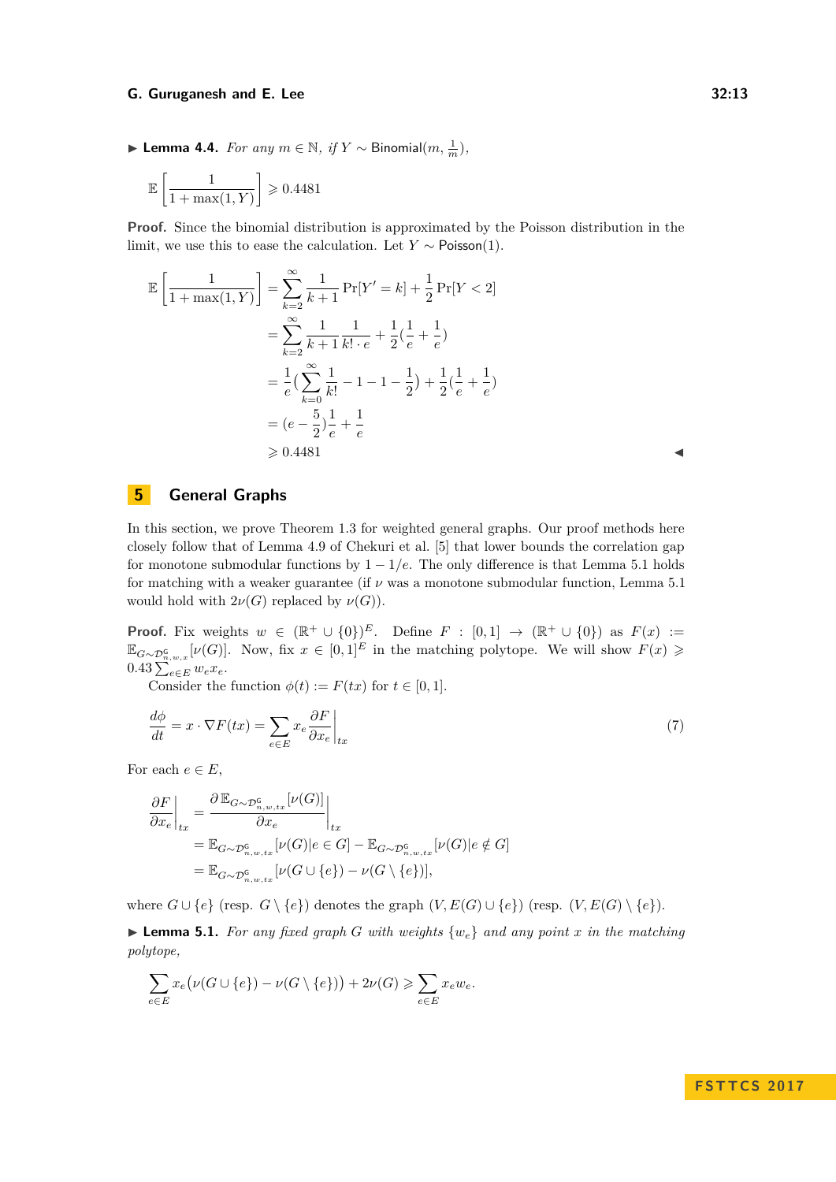▶ **Lemma 4.4.** *For any $m \in \mathbb{N}$, if $Y \sim \mathsf{Binomial}(m, \frac{1}{m})$,*

$$\mathbb{E}\left[\frac{1}{1+\max(1,Y)}\right] \geqslant 0.4481$$

**Proof.** Since the binomial distribution is approximated by the Poisson distribution in the limit, we use this to ease the calculation. Let $Y \sim \mathsf{Poisson}(1)$.

$$\begin{aligned}
\mathbb{E}\left[\frac{1}{1+\max(1,Y)}\right] &= \sum_{k=2}^{\infty} \frac{1}{k+1} \Pr[Y' = k] + \frac{1}{2}\Pr[Y < 2] \\
&= \sum_{k=2}^{\infty} \frac{1}{k+1} \frac{1}{k! \cdot e} + \frac{1}{2}(\frac{1}{e} + \frac{1}{e}) \\
&= \frac{1}{e}(\sum_{k=0}^{\infty} \frac{1}{k!} - 1 - 1 - \frac{1}{2}) + \frac{1}{2}(\frac{1}{e} + \frac{1}{e}) \\
&= (e - \frac{5}{2})\frac{1}{e} + \frac{1}{e} \\
&\geqslant 0.4481
\end{aligned}$$

◀

## 5 General Graphs

In this section, we prove Theorem 1.3 for weighted general graphs. Our proof methods here closely follow that of Lemma 4.9 of Chekuri et al. [5] that lower bounds the correlation gap for monotone submodular functions by $1 - 1/e$. The only difference is that Lemma 5.1 holds for matching with a weaker guarantee (if $\nu$ was a monotone submodular function, Lemma 5.1 would hold with $2\nu(G)$ replaced by $\nu(G)$).

**Proof.** Fix weights $w \in (\mathbb{R}^+ \cup \{0\})^E$. Define $F : [0,1] \to (\mathbb{R}^+ \cup \{0\})$ as $F(x) := \mathbb{E}_{G \sim \mathcal{D}^{\mathsf{G}}_{n,w,x}}[\nu(G)]$. Now, fix $x \in [0,1]^E$ in the matching polytope. We will show $F(x) \geqslant 0.43 \sum_{e \in E} w_e x_e$.

Consider the function $\phi(t) := F(tx)$ for $t \in [0,1]$.

$$\frac{d\phi}{dt} = x \cdot \nabla F(tx) = \sum_{e \in E} x_e \frac{\partial F}{\partial x_e}\bigg|_{tx} \tag{7}$$

For each $e \in E$,

$$\begin{aligned}
\frac{\partial F}{\partial x_e}\bigg|_{tx} &= \frac{\partial\, \mathbb{E}_{G \sim \mathcal{D}^{\mathsf{G}}_{n,w,tx}}[\nu(G)]}{\partial x_e}\bigg|_{tx} \\
&= \mathbb{E}_{G \sim \mathcal{D}^{\mathsf{G}}_{n,w,tx}}[\nu(G) | e \in G] - \mathbb{E}_{G \sim \mathcal{D}^{\mathsf{G}}_{n,w,tx}}[\nu(G) | e \notin G] \\
&= \mathbb{E}_{G \sim \mathcal{D}^{\mathsf{G}}_{n,w,tx}}[\nu(G \cup \{e\}) - \nu(G \setminus \{e\})],
\end{aligned}$$

where $G \cup \{e\}$ (resp. $G \setminus \{e\}$) denotes the graph $(V, E(G) \cup \{e\})$ (resp. $(V, E(G) \setminus \{e\})$.

▶ **Lemma 5.1.** *For any fixed graph $G$ with weights $\{w_e\}$ and any point $x$ in the matching polytope,*

$$\sum_{e \in E} x_e \big(\nu(G \cup \{e\}) - \nu(G \setminus \{e\})\big) + 2\nu(G) \geqslant \sum_{e \in E} x_e w_e.$$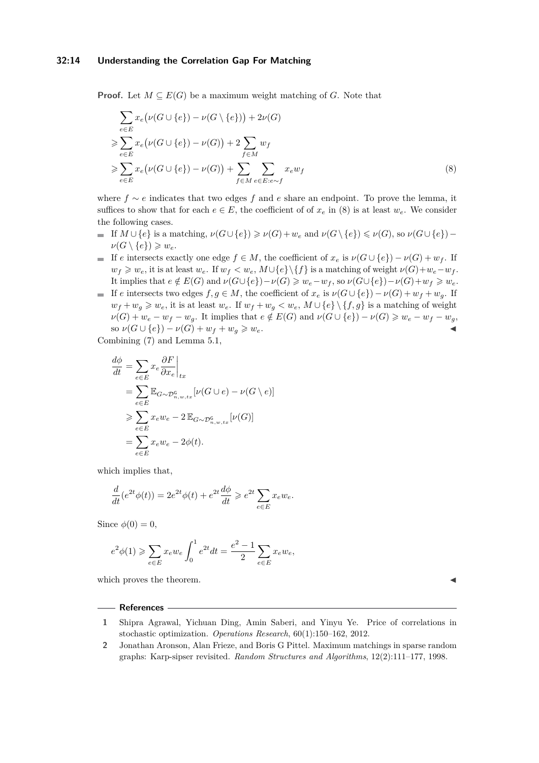**Proof.** Let $M \subseteq E(G)$ be a maximum weight matching of $G$. Note that

$$
\begin{aligned}
&\sum_{e\in E} x_e\big(\nu(G\cup\{e\}) - \nu(G\setminus\{e\})\big) + 2\nu(G) \\
&\geqslant \sum_{e\in E} x_e\big(\nu(G\cup\{e\}) - \nu(G)\big) + 2\sum_{f\in M} w_f \\
&\geqslant \sum_{e\in E} x_e\big(\nu(G\cup\{e\}) - \nu(G)\big) + \sum_{f\in M}\sum_{e\in E: e\sim f} x_e w_f
\end{aligned}
\tag{8}
$$

where $f \sim e$ indicates that two edges $f$ and $e$ share an endpoint. To prove the lemma, it suffices to show that for each $e \in E$, the coefficient of of $x_e$ in (8) is at least $w_e$. We consider the following cases.

- If $M \cup \{e\}$ is a matching, $\nu(G\cup\{e\}) \geqslant \nu(G) + w_e$ and $\nu(G\setminus\{e\}) \leqslant \nu(G)$, so $\nu(G\cup\{e\}) - \nu(G\setminus\{e\}) \geqslant w_e$.
- If $e$ intersects exactly one edge $f \in M$, the coefficient of $x_e$ is $\nu(G\cup\{e\}) - \nu(G) + w_f$. If $w_f \geqslant w_e$, it is at least $w_e$. If $w_f < w_e$, $M\cup\{e\}\setminus\{f\}$ is a matching of weight $\nu(G)+w_e-w_f$. It implies that $e \notin E(G)$ and $\nu(G\cup\{e\})-\nu(G) \geqslant w_e - w_f$, so $\nu(G\cup\{e\})-\nu(G)+w_f \geqslant w_e$.
- If $e$ intersects two edges $f, g \in M$, the coefficient of $x_e$ is $\nu(G\cup\{e\}) - \nu(G) + w_f + w_g$. If $w_f + w_g \geqslant w_e$, it is at least $w_e$. If $w_f + w_g < w_e$, $M \cup \{e\} \setminus \{f, g\}$ is a matching of weight $\nu(G) + w_e - w_f - w_g$. It implies that $e \notin E(G)$ and $\nu(G\cup\{e\}) - \nu(G) \geqslant w_e - w_f - w_g$, so $\nu(G\cup\{e\}) - \nu(G) + w_f + w_g \geqslant w_e$. ◀

Combining (7) and Lemma 5.1,

$$
\begin{aligned}
\frac{d\phi}{dt} &= \sum_{e\in E} x_e \frac{\partial F}{\partial x_e}\bigg|_{tx} \\
&= \sum_{e\in E} \mathbb{E}_{G\sim\mathcal{D}^{\mathsf{G}}_{n,w,tx}}[\nu(G\cup e) - \nu(G\setminus e)] \\
&\geqslant \sum_{e\in E} x_e w_e - 2\,\mathbb{E}_{G\sim\mathcal{D}^{\mathsf{G}}_{n,w,tx}}[\nu(G)] \\
&= \sum_{e\in E} x_e w_e - 2\phi(t).
\end{aligned}
$$

which implies that,

$$
\frac{d}{dt}(e^{2t}\phi(t)) = 2e^{2t}\phi(t) + e^{2t}\frac{d\phi}{dt} \geqslant e^{2t}\sum_{e\in E} x_e w_e.
$$

Since $\phi(0) = 0$,

$$
e^2\phi(1) \geqslant \sum_{e\in E} x_e w_e \int_0^1 e^{2t} dt = \frac{e^2-1}{2}\sum_{e\in E} x_e w_e,
$$

which proves the theorem. ◀

## References

1. Shipra Agrawal, Yichuan Ding, Amin Saberi, and Yinyu Ye. Price of correlations in stochastic optimization. *Operations Research*, 60(1):150–162, 2012.
2. Jonathan Aronson, Alan Frieze, and Boris G Pittel. Maximum matchings in sparse random graphs: Karp-sipser revisited. *Random Structures and Algorithms*, 12(2):111–177, 1998.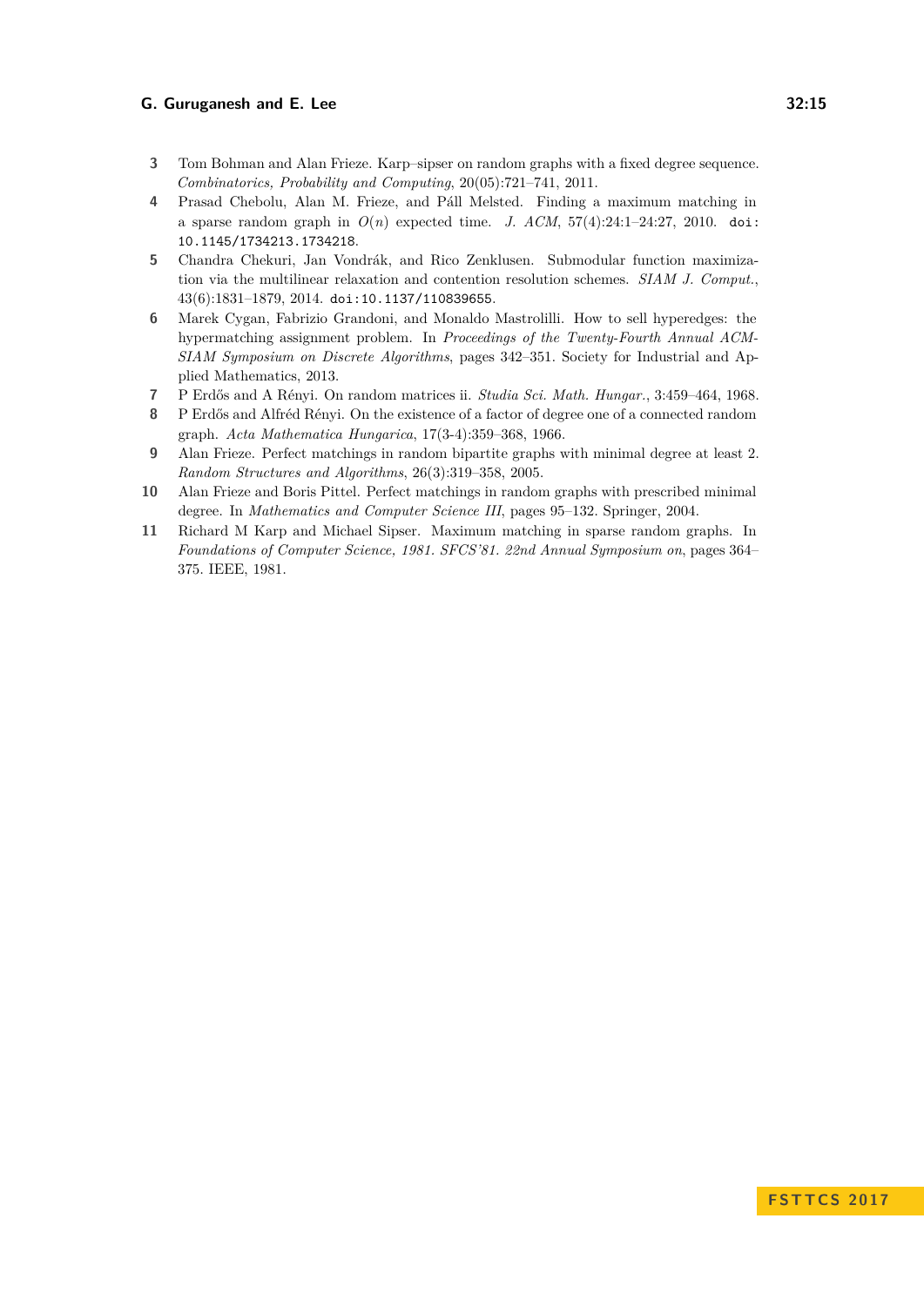3. Tom Bohman and Alan Frieze. Karp–sipser on random graphs with a fixed degree sequence. *Combinatorics, Probability and Computing*, 20(05):721–741, 2011.
4. Prasad Chebolu, Alan M. Frieze, and Páll Melsted. Finding a maximum matching in a sparse random graph in $O(n)$ expected time. *J. ACM*, 57(4):24:1–24:27, 2010. doi:10.1145/1734213.1734218.
5. Chandra Chekuri, Jan Vondrák, and Rico Zenklusen. Submodular function maximization via the multilinear relaxation and contention resolution schemes. *SIAM J. Comput.*, 43(6):1831–1879, 2014. doi:10.1137/110839655.
6. Marek Cygan, Fabrizio Grandoni, and Monaldo Mastrolilli. How to sell hyperedges: the hypermatching assignment problem. In *Proceedings of the Twenty-Fourth Annual ACM-SIAM Symposium on Discrete Algorithms*, pages 342–351. Society for Industrial and Applied Mathematics, 2013.
7. P Erdős and A Rényi. On random matrices ii. *Studia Sci. Math. Hungar.*, 3:459–464, 1968.
8. P Erdős and Alfréd Rényi. On the existence of a factor of degree one of a connected random graph. *Acta Mathematica Hungarica*, 17(3-4):359–368, 1966.
9. Alan Frieze. Perfect matchings in random bipartite graphs with minimal degree at least 2. *Random Structures and Algorithms*, 26(3):319–358, 2005.
10. Alan Frieze and Boris Pittel. Perfect matchings in random graphs with prescribed minimal degree. In *Mathematics and Computer Science III*, pages 95–132. Springer, 2004.
11. Richard M Karp and Michael Sipser. Maximum matching in sparse random graphs. In *Foundations of Computer Science, 1981. SFCS'81. 22nd Annual Symposium on*, pages 364–375. IEEE, 1981.